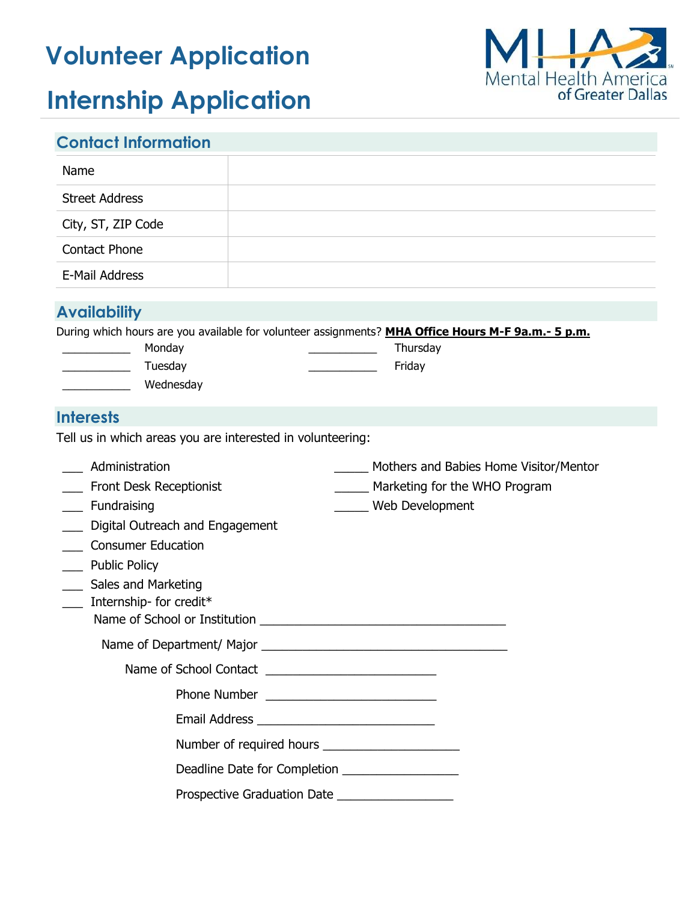# Volunteer Application

# Internship Application

Mental Health America of Greater Dallas

## Contact Information

| Name | |
|---|---|
| Street Address | |
| City, ST, ZIP Code | |
| Contact Phone | |
| E-Mail Address | |

## Availability

During which hours are you available for volunteer assignments? **MHA Office Hours M-F 9a.m.- 5 p.m.**

___________ Monday

___________ Tuesday

___________ Wednesday

___________ Thursday

___________ Friday

## Interests

Tell us in which areas you are interested in volunteering:

___ Administration

___ Front Desk Receptionist

___ Fundraising

___ Digital Outreach and Engagement

___ Consumer Education

___ Public Policy

___ Sales and Marketing

___ Internship- for credit*

Name of School or Institution ____________________________________

Name of Department/ Major ____________________________________

Name of School Contact _________________________

Phone Number _________________________

Email Address __________________________

Number of required hours ____________________

Deadline Date for Completion _________________

Prospective Graduation Date _________________

_____ Mothers and Babies Home Visitor/Mentor

_____ Marketing for the WHO Program

_____ Web Development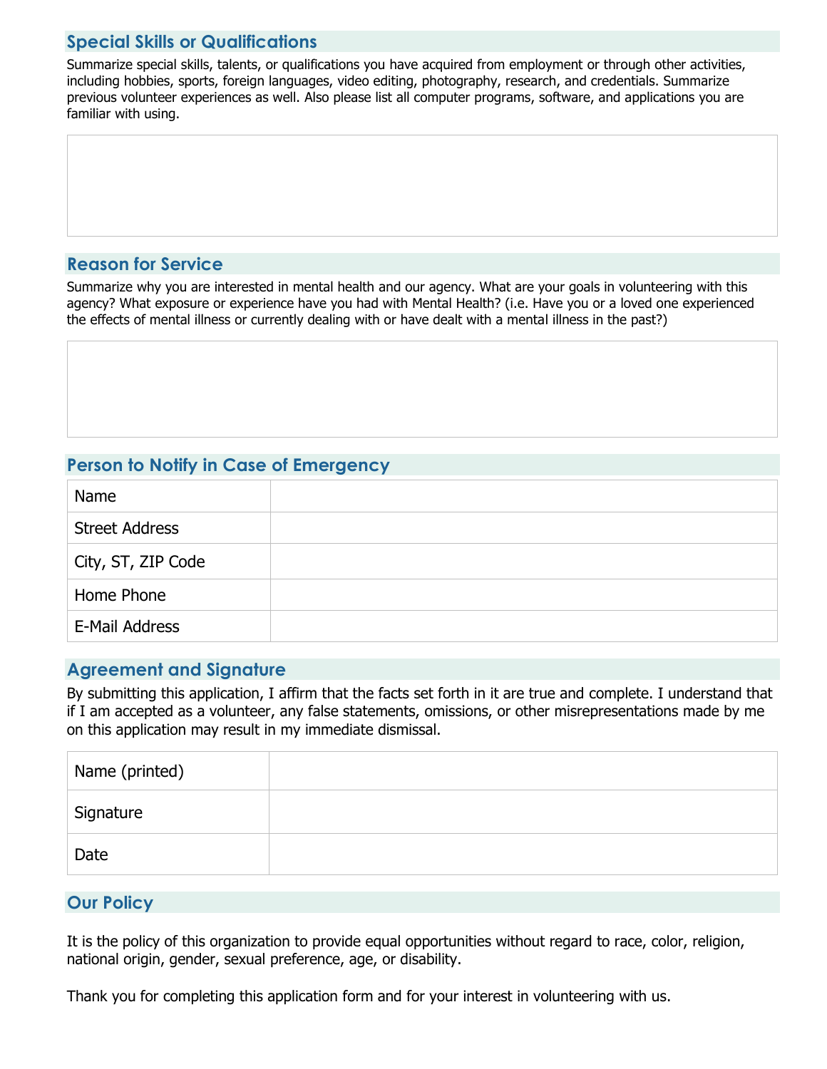## Special Skills or Qualifications

Summarize special skills, talents, or qualifications you have acquired from employment or through other activities, including hobbies, sports, foreign languages, video editing, photography, research, and credentials. Summarize previous volunteer experiences as well. Also please list all computer programs, software, and applications you are familiar with using.

## Reason for Service

Summarize why you are interested in mental health and our agency. What are your goals in volunteering with this agency? What exposure or experience have you had with Mental Health? (i.e. Have you or a loved one experienced the effects of mental illness or currently dealing with or have dealt with a mental illness in the past?)

## Person to Notify in Case of Emergency

| | |
|---|---|
| Name | |
| Street Address | |
| City, ST, ZIP Code | |
| Home Phone | |
| E-Mail Address | |

## Agreement and Signature

By submitting this application, I affirm that the facts set forth in it are true and complete. I understand that if I am accepted as a volunteer, any false statements, omissions, or other misrepresentations made by me on this application may result in my immediate dismissal.

| | |
|---|---|
| Name (printed) | |
| Signature | |
| Date | |

## Our Policy

It is the policy of this organization to provide equal opportunities without regard to race, color, religion, national origin, gender, sexual preference, age, or disability.

Thank you for completing this application form and for your interest in volunteering with us.